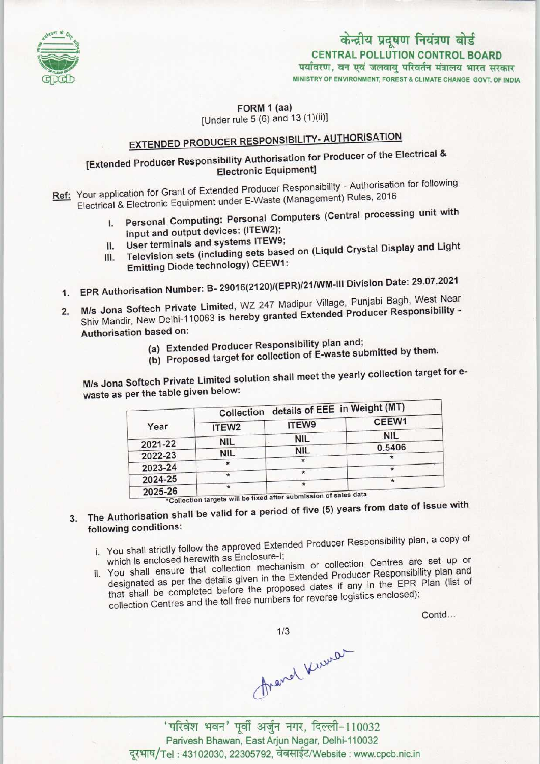केन्द्रीय प्रदूषण नियंत्रण बोर्ड
**CENTRAL POLLUTION CONTROL BOARD**
पर्यावरण, वन एवं जलवायु परिवर्तन मंत्रालय भारत सरकार
MINISTRY OF ENVIRONMENT, FOREST & CLIMATE CHANGE GOVT. OF INDIA

**FORM 1 (aa)**
[Under rule 5 (6) and 13 (1)(ii)]

## EXTENDED PRODUCER RESPONSIBILITY- AUTHORISATION

**[Extended Producer Responsibility Authorisation for Producer of the Electrical & Electronic Equipment]**

Ref: Your application for Grant of Extended Producer Responsibility - Authorisation for following Electrical & Electronic Equipment under E-Waste (Management) Rules, 2016

I. **Personal Computing: Personal Computers (Central processing unit with input and output devices: (ITEW2);**
II. **User terminals and systems ITEW9;**
III. **Television sets (including sets based on (Liquid Crystal Display and Light Emitting Diode technology) CEEW1:**

1. **EPR Authorisation Number: B- 29016(2120)/(EPR)/21/WM-III Division Date: 29.07.2021**
2. **M/s Jona Softech Private Limited**, WZ 247 Madipur Village, Punjabi Bagh, West Near Shiv Mandir, New Delhi-110063 is hereby granted Extended Producer Responsibility - **Authorisation based on:**
   - (a) Extended Producer Responsibility plan and;
   - (b) Proposed target for collection of E-waste submitted by them.

M/s Jona Softech Private Limited solution shall meet the yearly collection target for e-waste as per the table given below:

| Year | Collection details of EEE in Weight (MT) | | |
|---|---|---|---|
| | ITEW2 | ITEW9 | CEEW1 |
| 2021-22 | NIL | NIL | NIL |
| 2022-23 | NIL | NIL | 0.5406 |
| 2023-24 | * | * | * |
| 2024-25 | * | * | * |
| 2025-26 | * | * | * |

*Collection targets will be fixed after submission of sales data

3. The Authorisation shall be valid for a period of five (5) years from date of issue with following conditions:
   - i. You shall strictly follow the approved Extended Producer Responsibility plan, a copy of which is enclosed herewith as Enclosure-I;
   - ii. You shall ensure that collection mechanism or collection Centres are set up or designated as per the details given in the Extended Producer Responsibility plan and that shall be completed before the proposed dates if any in the EPR Plan (list of collection Centres and the toll free numbers for reverse logistics enclosed);

Contd...

Anand Kumar

'परिवेश भवन' पूर्वी अर्जुन नगर, दिल्ली-110032
Parivesh Bhawan, East Arjun Nagar, Delhi-110032
दूरभाष/Tel : 43102030, 22305792, वेबसाईट/Website : www.cpcb.nic.in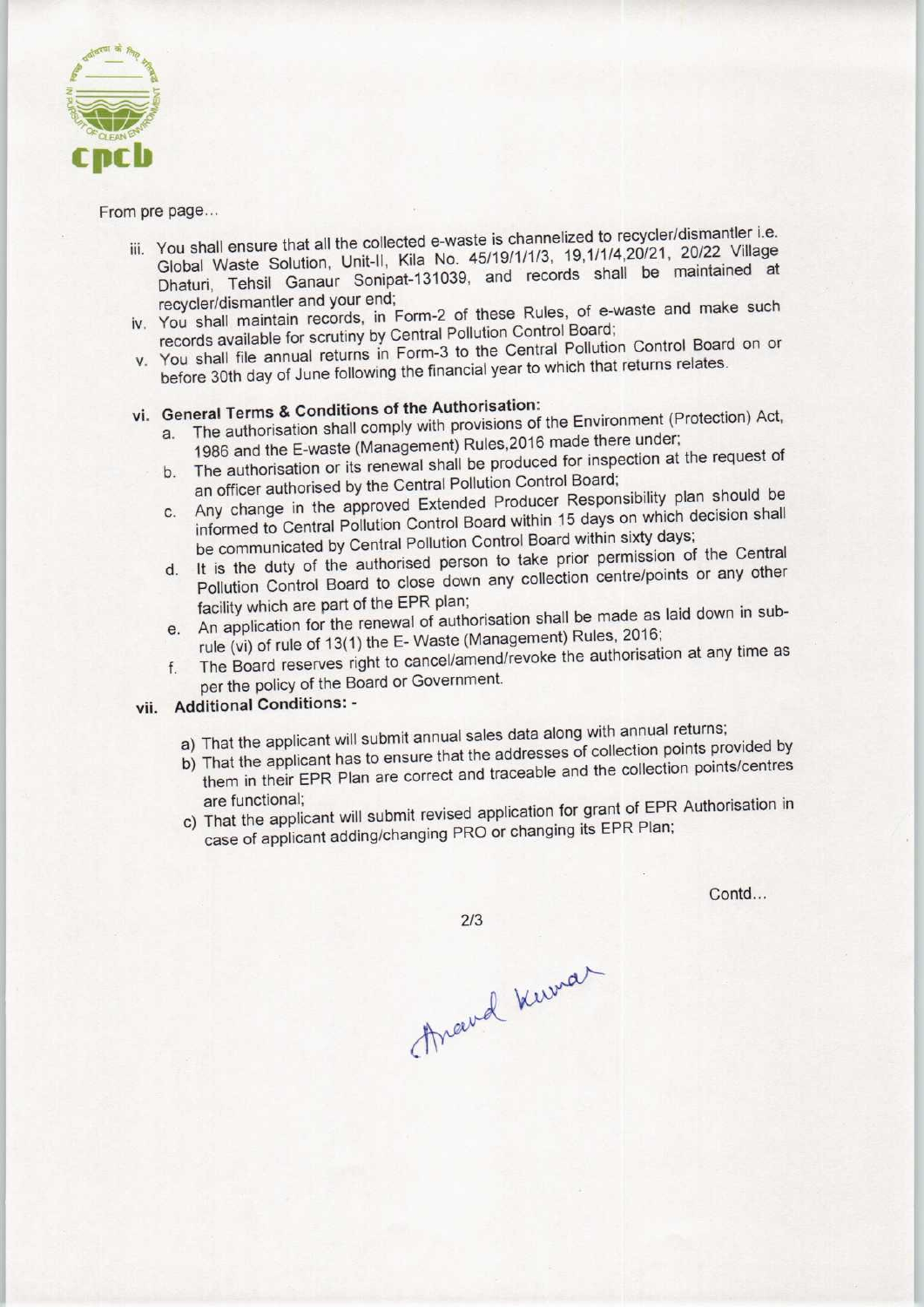From pre page...

iii. You shall ensure that all the collected e-waste is channelized to recycler/dismantler i.e. Global Waste Solution, Unit-II, Kila No. 45/19/1/1/3, 19,1/1/4,20/21, 20/22 Village Dhaturi, Tehsil Ganaur Sonipat-131039, and records shall be maintained at recycler/dismantler and your end;

iv. You shall maintain records, in Form-2 of these Rules, of e-waste and make such records available for scrutiny by Central Pollution Control Board;

v. You shall file annual returns in Form-3 to the Central Pollution Control Board on or before 30th day of June following the financial year to which that returns relates.

vi. **General Terms & Conditions of the Authorisation:**

   a. The authorisation shall comply with provisions of the Environment (Protection) Act, 1986 and the E-waste (Management) Rules,2016 made there under;

   b. The authorisation or its renewal shall be produced for inspection at the request of an officer authorised by the Central Pollution Control Board;

   c. Any change in the approved Extended Producer Responsibility plan should be informed to Central Pollution Control Board within 15 days on which decision shall be communicated by Central Pollution Control Board within sixty days;

   d. It is the duty of the authorised person to take prior permission of the Central Pollution Control Board to close down any collection centre/points or any other facility which are part of the EPR plan;

   e. An application for the renewal of authorisation shall be made as laid down in sub-rule (vi) of rule of 13(1) the E- Waste (Management) Rules, 2016;

   f. The Board reserves right to cancel/amend/revoke the authorisation at any time as per the policy of the Board or Government.

vii. **Additional Conditions: -**

   a) That the applicant will submit annual sales data along with annual returns;

   b) That the applicant has to ensure that the addresses of collection points provided by them in their EPR Plan are correct and traceable and the collection points/centres are functional;

   c) That the applicant will submit revised application for grant of EPR Authorisation in case of applicant adding/changing PRO or changing its EPR Plan;

Contd...

Anand Kumar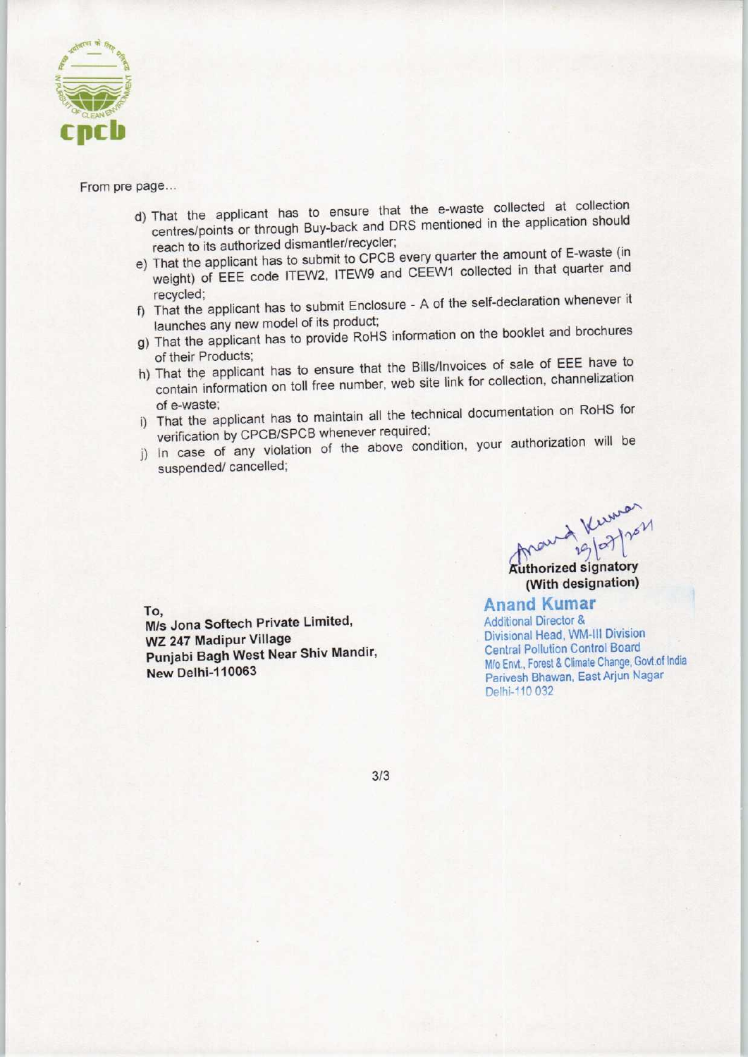From pre page...

d) That the applicant has to ensure that the e-waste collected at collection centres/points or through Buy-back and DRS mentioned in the application should reach to its authorized dismantler/recycler;

e) That the applicant has to submit to CPCB every quarter the amount of E-waste (in weight) of EEE code ITEW2, ITEW9 and CEEW1 collected in that quarter and recycled;

f) That the applicant has to submit Enclosure - A of the self-declaration whenever it launches any new model of its product;

g) That the applicant has to provide RoHS information on the booklet and brochures of their Products;

h) That the applicant has to ensure that the Bills/Invoices of sale of EEE have to contain information on toll free number, web site link for collection, channelization of e-waste;

i) That the applicant has to maintain all the technical documentation on RoHS for verification by CPCB/SPCB whenever required;

j) In case of any violation of the above condition, your authorization will be suspended/ cancelled;

Anand Kumar 29/07/2021

**Authorized signatory**
**(With designation)**

**Anand Kumar**
Additional Director &
Divisional Head, WM-III Division
Central Pollution Control Board
M/o Envt., Forest & Climate Change, Govt.of India
Parivesh Bhawan, East Arjun Nagar
Delhi-110 032

To,
**M/s Jona Softech Private Limited,**
**WZ 247 Madipur Village**
**Punjabi Bagh West Near Shiv Mandir,**
**New Delhi-110063**